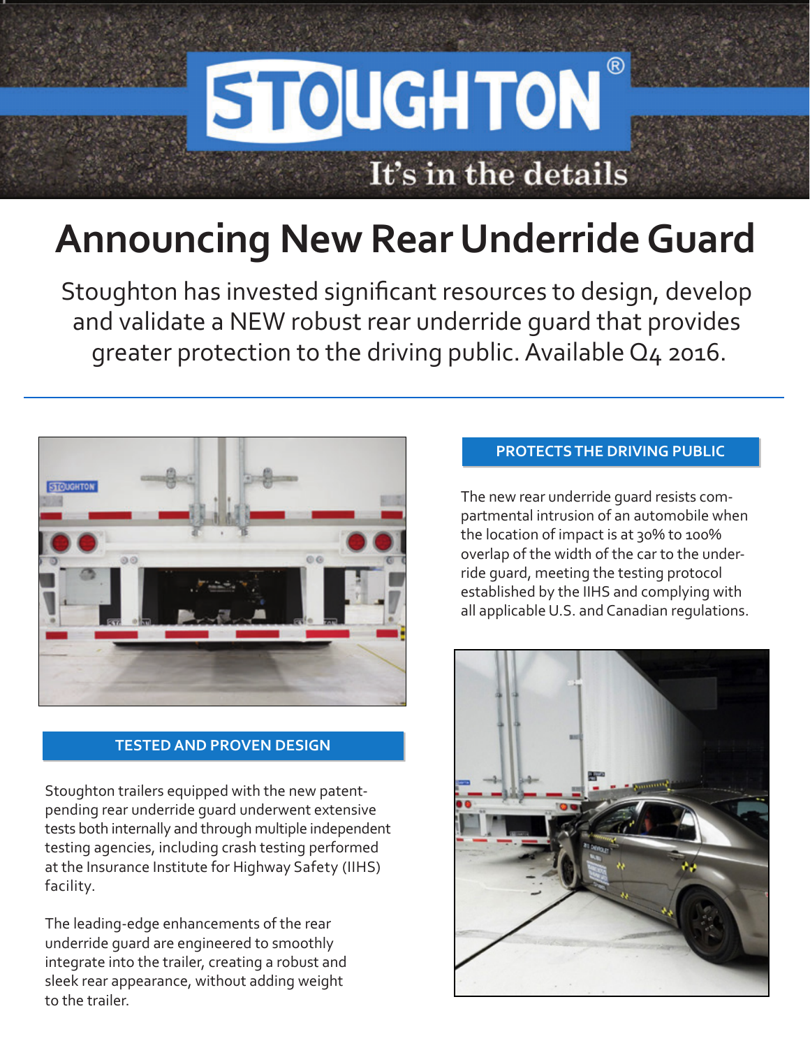STOUGHTON®

It's in the details

# Announcing New Rear Underride Guard

Stoughton has invested significant resources to design, develop and validate a NEW robust rear underride guard that provides greater protection to the driving public. Available Q4 2016.

## TESTED AND PROVEN DESIGN

Stoughton trailers equipped with the new patent-pending rear underride guard underwent extensive tests both internally and through multiple independent testing agencies, including crash testing performed at the Insurance Institute for Highway Safety (IIHS) facility.

The leading-edge enhancements of the rear underride guard are engineered to smoothly integrate into the trailer, creating a robust and sleek rear appearance, without adding weight to the trailer.

## PROTECTS THE DRIVING PUBLIC

The new rear underride guard resists compartmental intrusion of an automobile when the location of impact is at 30% to 100% overlap of the width of the car to the underride guard, meeting the testing protocol established by the IIHS and complying with all applicable U.S. and Canadian regulations.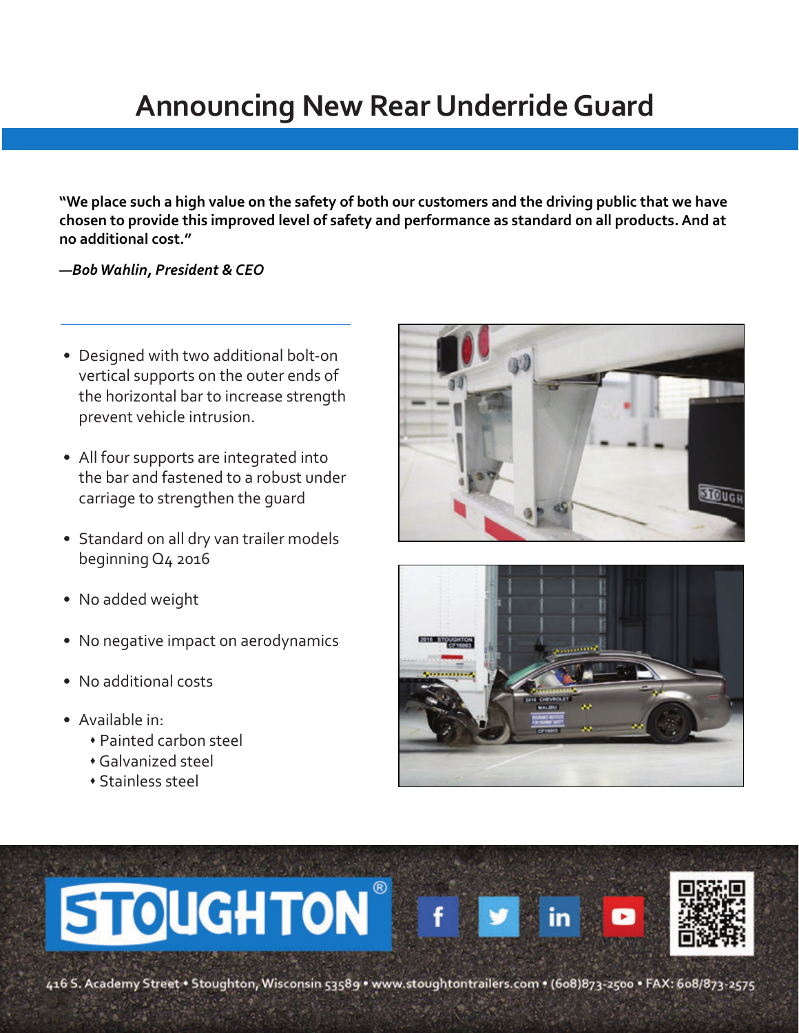# Announcing New Rear Underride Guard

**"We place such a high value on the safety of both our customers and the driving public that we have chosen to provide this improved level of safety and performance as standard on all products. And at no additional cost."**

***—Bob Wahlin, President & CEO***

- Designed with two additional bolt-on vertical supports on the outer ends of the horizontal bar to increase strength prevent vehicle intrusion.
- All four supports are integrated into the bar and fastened to a robust under carriage to strengthen the guard
- Standard on all dry van trailer models beginning Q4 2016
- No added weight
- No negative impact on aerodynamics
- No additional costs
- Available in:
  - Painted carbon steel
  - Galvanized steel
  - Stainless steel

STOUGHTON®

416 S. Academy Street • Stoughton, Wisconsin 53589 • www.stoughtontrailers.com • (608)873-2500 • FAX: 608/873-2575